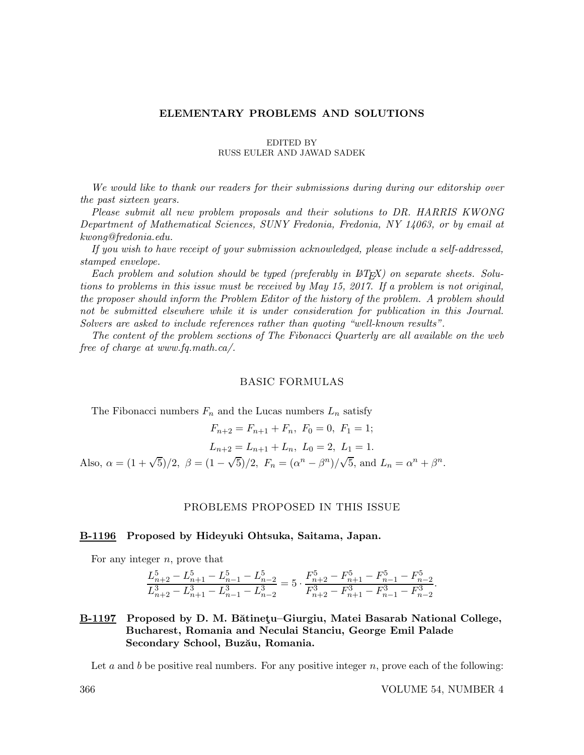# ELEMENTARY PROBLEMS AND SOLUTIONS

EDITED BY
RUSS EULER AND JAWAD SADEK

*We would like to thank our readers for their submissions during during our editorship over the past sixteen years.*

*Please submit all new problem proposals and their solutions to DR. HARRIS KWONG Department of Mathematical Sciences, SUNY Fredonia, Fredonia, NY 14063, or by email at kwong@fredonia.edu.*

*If you wish to have receipt of your submission acknowledged, please include a self-addressed, stamped envelope.*

*Each problem and solution should be typed (preferably in LaTeX) on separate sheets. Solutions to problems in this issue must be received by May 15, 2017. If a problem is not original, the proposer should inform the Problem Editor of the history of the problem. A problem should not be submitted elsewhere while it is under consideration for publication in this Journal. Solvers are asked to include references rather than quoting "well-known results".*

*The content of the problem sections of The Fibonacci Quarterly are all available on the web free of charge at www.fq.math.ca/.*

## BASIC FORMULAS

The Fibonacci numbers $F_n$ and the Lucas numbers $L_n$ satisfy

$$F_{n+2} = F_{n+1} + F_n,\ F_0 = 0,\ F_1 = 1;$$

$$L_{n+2} = L_{n+1} + L_n,\ L_0 = 2,\ L_1 = 1.$$

Also, $\alpha = (1+\sqrt{5})/2,\ \beta = (1-\sqrt{5})/2,\ F_n = (\alpha^n - \beta^n)/\sqrt{5}$, and $L_n = \alpha^n + \beta^n$.

## PROBLEMS PROPOSED IN THIS ISSUE

### B-1196 Proposed by Hideyuki Ohtsuka, Saitama, Japan.

For any integer $n$, prove that

$$\frac{L_{n+2}^5 - L_{n+1}^5 - L_{n-1}^5 - L_{n-2}^5}{L_{n+2}^3 - L_{n+1}^3 - L_{n-1}^3 - L_{n-2}^3} = 5 \cdot \frac{F_{n+2}^5 - F_{n+1}^5 - F_{n-1}^5 - F_{n-2}^5}{F_{n+2}^3 - F_{n+1}^3 - F_{n-1}^3 - F_{n-2}^3}.$$

### B-1197 Proposed by D. M. Bătineţu–Giurgiu, Matei Basarab National College, Bucharest, Romania and Neculai Stanciu, George Emil Palade Secondary School, Buzău, Romania.

Let $a$ and $b$ be positive real numbers. For any positive integer $n$, prove each of the following: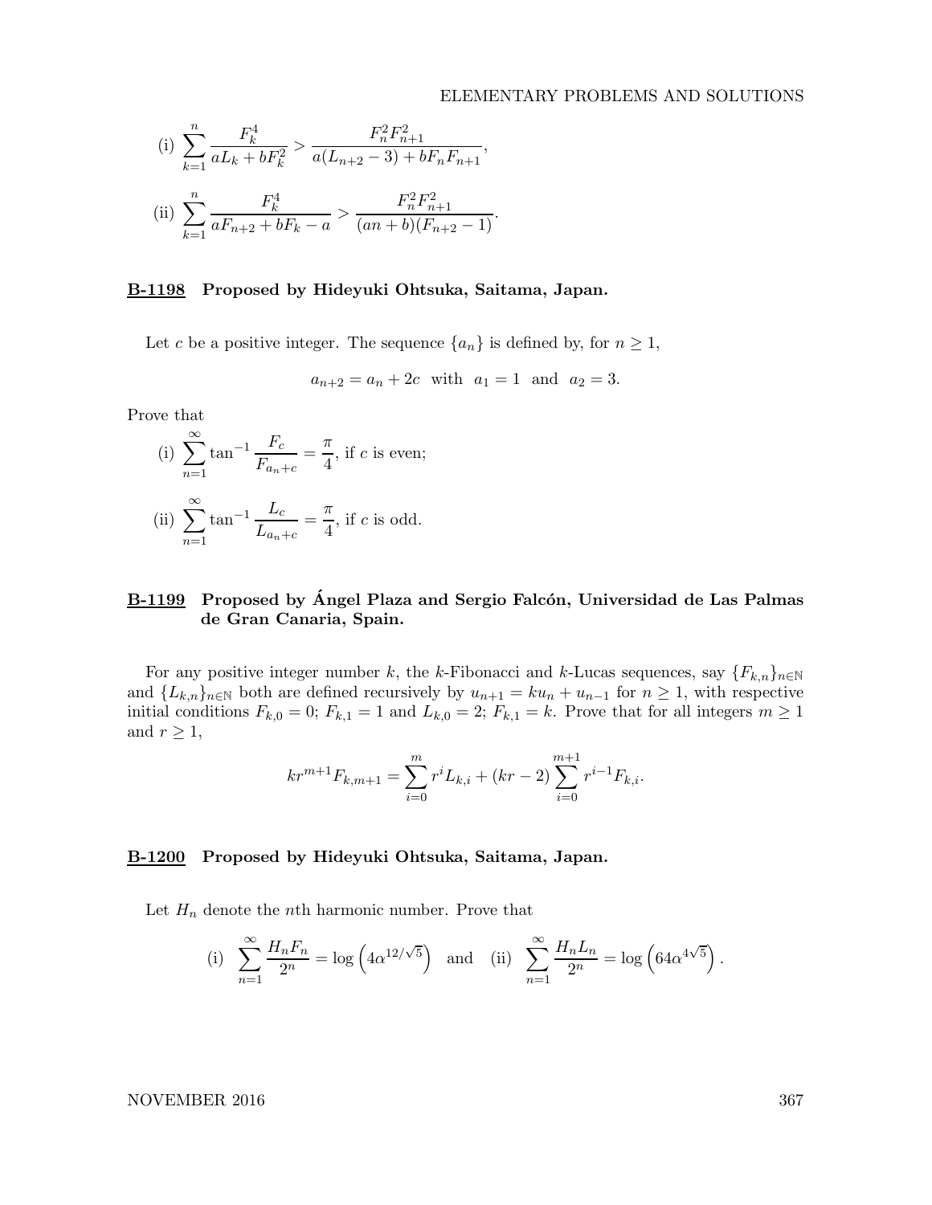$$\text{(i)} \sum_{k=1}^{n} \frac{F_k^4}{aL_k + bF_k^2} > \frac{F_n^2 F_{n+1}^2}{a(L_{n+2}-3) + bF_nF_{n+1}},$$

$$\text{(ii)} \sum_{k=1}^{n} \frac{F_k^4}{aF_{n+2} + bF_k - a} > \frac{F_n^2 F_{n+1}^2}{(an+b)(F_{n+2}-1)}.$$

## B-1198 Proposed by Hideyuki Ohtsuka, Saitama, Japan.

Let $c$ be a positive integer. The sequence $\{a_n\}$ is defined by, for $n \geq 1$,

$$a_{n+2} = a_n + 2c \quad \text{with} \quad a_1 = 1 \quad \text{and} \quad a_2 = 3.$$

Prove that

$$\text{(i)} \sum_{n=1}^{\infty} \tan^{-1} \frac{F_c}{F_{a_n+c}} = \frac{\pi}{4}, \text{ if } c \text{ is even;}$$

$$\text{(ii)} \sum_{n=1}^{\infty} \tan^{-1} \frac{L_c}{L_{a_n+c}} = \frac{\pi}{4}, \text{ if } c \text{ is odd.}$$

## B-1199 Proposed by Ángel Plaza and Sergio Falcón, Universidad de Las Palmas de Gran Canaria, Spain.

For any positive integer number $k$, the $k$-Fibonacci and $k$-Lucas sequences, say $\{F_{k,n}\}_{n\in\mathbb{N}}$ and $\{L_{k,n}\}_{n\in\mathbb{N}}$ both are defined recursively by $u_{n+1} = ku_n + u_{n-1}$ for $n \geq 1$, with respective initial conditions $F_{k,0} = 0$; $F_{k,1} = 1$ and $L_{k,0} = 2$; $F_{k,1} = k$. Prove that for all integers $m \geq 1$ and $r \geq 1$,

$$kr^{m+1}F_{k,m+1} = \sum_{i=0}^{m} r^i L_{k,i} + (kr-2)\sum_{i=0}^{m+1} r^{i-1}F_{k,i}.$$

## B-1200 Proposed by Hideyuki Ohtsuka, Saitama, Japan.

Let $H_n$ denote the $n$th harmonic number. Prove that

$$\text{(i)} \sum_{n=1}^{\infty} \frac{H_nF_n}{2^n} = \log\left(4\alpha^{12/\sqrt{5}}\right) \quad \text{and} \quad \text{(ii)} \sum_{n=1}^{\infty} \frac{H_nL_n}{2^n} = \log\left(64\alpha^{4\sqrt{5}}\right).$$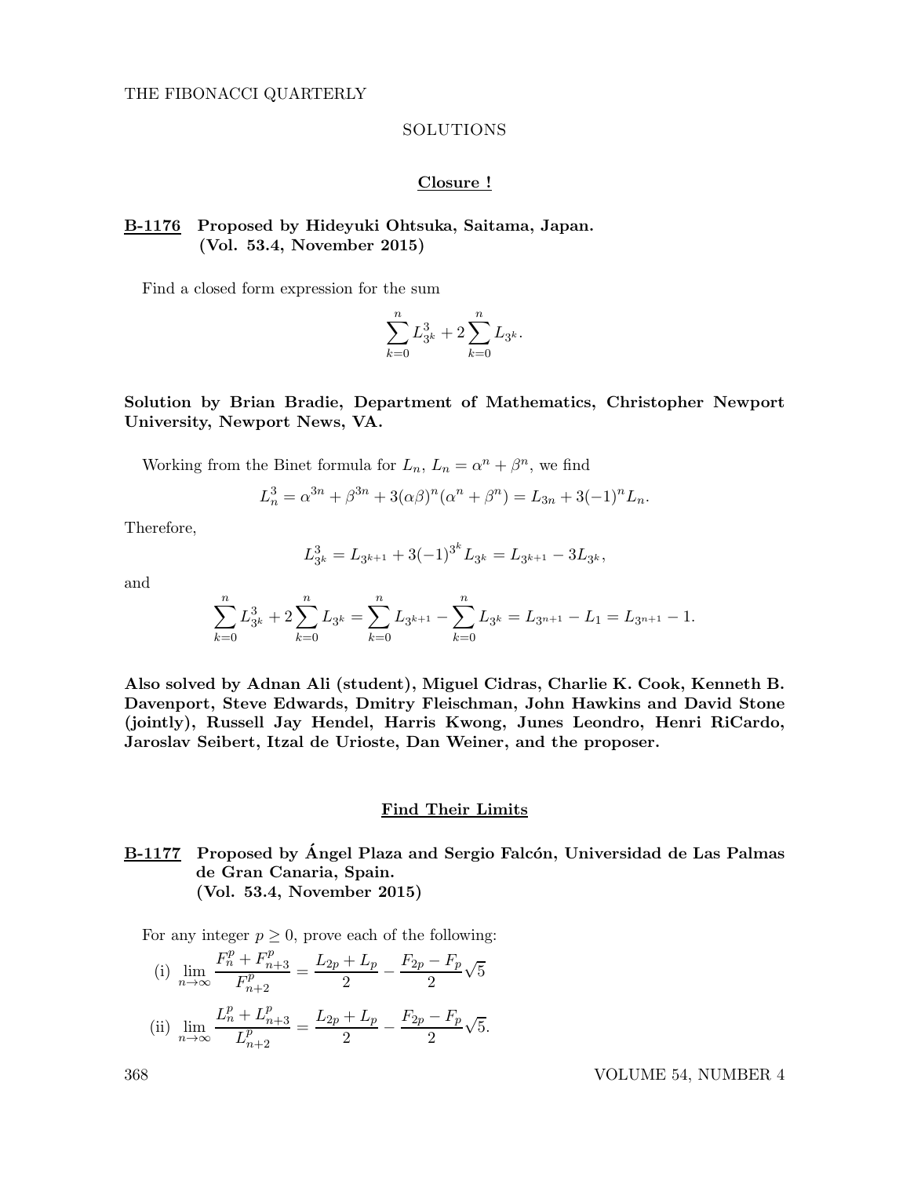## SOLUTIONS

### Closure !

**B-1176 Proposed by Hideyuki Ohtsuka, Saitama, Japan. (Vol. 53.4, November 2015)**

Find a closed form expression for the sum

$$\sum_{k=0}^{n} L_{3^k}^3 + 2\sum_{k=0}^{n} L_{3^k}.$$

**Solution by Brian Bradie, Department of Mathematics, Christopher Newport University, Newport News, VA.**

Working from the Binet formula for $L_n$, $L_n = \alpha^n + \beta^n$, we find

$$L_n^3 = \alpha^{3n} + \beta^{3n} + 3(\alpha\beta)^n(\alpha^n + \beta^n) = L_{3n} + 3(-1)^n L_n.$$

Therefore,

$$L_{3^k}^3 = L_{3^{k+1}} + 3(-1)^{3^k} L_{3^k} = L_{3^{k+1}} - 3L_{3^k},$$

and

$$\sum_{k=0}^{n} L_{3^k}^3 + 2\sum_{k=0}^{n} L_{3^k} = \sum_{k=0}^{n} L_{3^{k+1}} - \sum_{k=0}^{n} L_{3^k} = L_{3^{n+1}} - L_1 = L_{3^{n+1}} - 1.$$

**Also solved by Adnan Ali (student), Miguel Cidras, Charlie K. Cook, Kenneth B. Davenport, Steve Edwards, Dmitry Fleischman, John Hawkins and David Stone (jointly), Russell Jay Hendel, Harris Kwong, Junes Leondro, Henri RiCardo, Jaroslav Seibert, Itzal de Urioste, Dan Weiner, and the proposer.**

### Find Their Limits

**B-1177 Proposed by Ángel Plaza and Sergio Falcón, Universidad de Las Palmas de Gran Canaria, Spain. (Vol. 53.4, November 2015)**

For any integer $p \geq 0$, prove each of the following:

(i) $\displaystyle \lim_{n\to\infty} \frac{F_n^p + F_{n+3}^p}{F_{n+2}^p} = \frac{L_{2p} + L_p}{2} - \frac{F_{2p} - F_p}{2}\sqrt{5}$

(ii) $\displaystyle \lim_{n\to\infty} \frac{L_n^p + L_{n+3}^p}{L_{n+2}^p} = \frac{L_{2p} + L_p}{2} - \frac{F_{2p} - F_p}{2}\sqrt{5}.$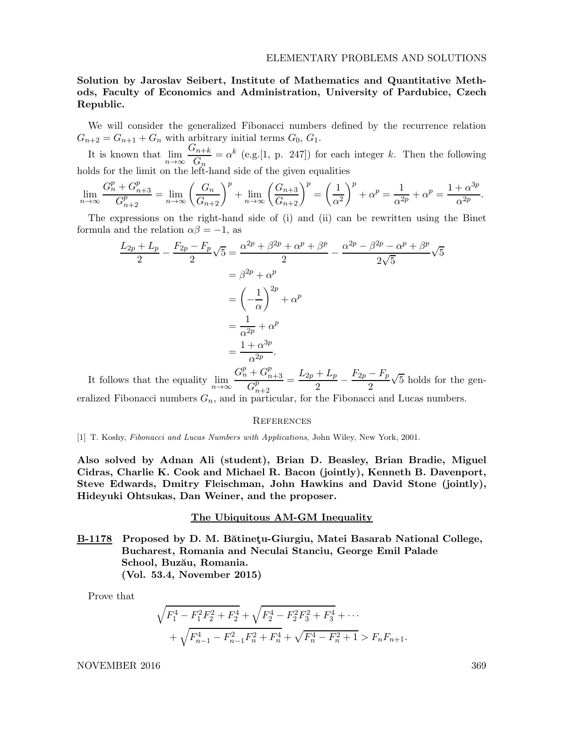**Solution by Jaroslav Seibert, Institute of Mathematics and Quantitative Methods, Faculty of Economics and Administration, University of Pardubice, Czech Republic.**

We will consider the generalized Fibonacci numbers defined by the recurrence relation $G_{n+2} = G_{n+1} + G_n$ with arbitrary initial terms $G_0$, $G_1$.

It is known that $\lim_{n\to\infty} \frac{G_{n+k}}{G_n} = \alpha^k$ (e.g.[1, p. 247]) for each integer $k$. Then the following holds for the limit on the left-hand side of the given equalities

$$\lim_{n\to\infty} \frac{G_n^p + G_{n+3}^p}{G_{n+2}^p} = \lim_{n\to\infty} \left(\frac{G_n}{G_{n+2}}\right)^p + \lim_{n\to\infty} \left(\frac{G_{n+3}}{G_{n+2}}\right)^p = \left(\frac{1}{\alpha^2}\right)^p + \alpha^p = \frac{1}{\alpha^{2p}} + \alpha^p = \frac{1+\alpha^{3p}}{\alpha^{2p}}.$$

The expressions on the right-hand side of (i) and (ii) can be rewritten using the Binet formula and the relation $\alpha\beta = -1$, as

$$\begin{aligned}
\frac{L_{2p} + L_p}{2} - \frac{F_{2p} - F_p}{2}\sqrt{5} &= \frac{\alpha^{2p} + \beta^{2p} + \alpha^p + \beta^p}{2} - \frac{\alpha^{2p} - \beta^{2p} - \alpha^p + \beta^p}{2\sqrt{5}}\sqrt{5} \\
&= \beta^{2p} + \alpha^p \\
&= \left(-\frac{1}{\alpha}\right)^{2p} + \alpha^p \\
&= \frac{1}{\alpha^{2p}} + \alpha^p \\
&= \frac{1+\alpha^{3p}}{\alpha^{2p}}.
\end{aligned}$$

It follows that the equality $\lim_{n\to\infty} \frac{G_n^p + G_{n+3}^p}{G_{n+2}^p} = \frac{L_{2p} + L_p}{2} - \frac{F_{2p} - F_p}{2}\sqrt{5}$ holds for the generalized Fibonacci numbers $G_n$, and in particular, for the Fibonacci and Lucas numbers.

### References

[1] T. Koshy, *Fibonacci and Lucas Numbers with Applications*, John Wiley, New York, 2001.

**Also solved by Adnan Ali (student), Brian D. Beasley, Brian Bradie, Miguel Cidras, Charlie K. Cook and Michael R. Bacon (jointly), Kenneth B. Davenport, Steve Edwards, Dmitry Fleischman, John Hawkins and David Stone (jointly), Hideyuki Ohtsukas, Dan Weiner, and the proposer.**

## The Ubiquitous AM-GM Inequality

**B-1178 Proposed by D. M. Bătineţu-Giurgiu, Matei Basarab National College, Bucharest, Romania and Neculai Stanciu, George Emil Palade School, Buzău, Romania. (Vol. 53.4, November 2015)**

Prove that

$$\begin{aligned}
&\sqrt{F_1^4 - F_1^2F_2^2 + F_2^4} + \sqrt{F_2^4 - F_2^2F_3^2 + F_3^4} + \cdots \\
&\quad + \sqrt{F_{n-1}^4 - F_{n-1}^2F_n^2 + F_n^4} + \sqrt{F_n^4 - F_n^2 + 1} > F_nF_{n+1}.
\end{aligned}$$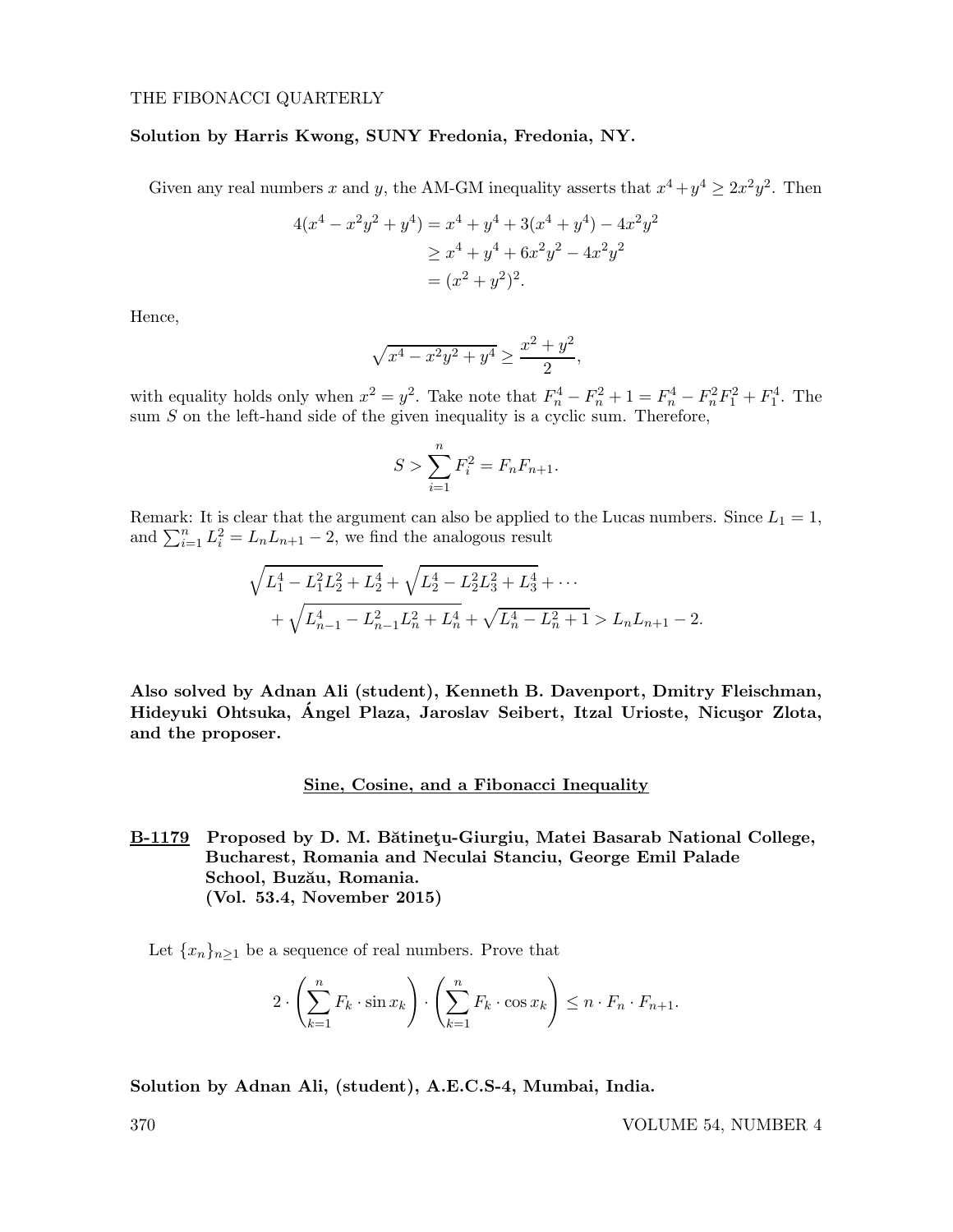**Solution by Harris Kwong, SUNY Fredonia, Fredonia, NY.**

Given any real numbers $x$ and $y$, the AM-GM inequality asserts that $x^4+y^4 \geq 2x^2y^2$. Then

$$\begin{aligned}4(x^4 - x^2y^2 + y^4) &= x^4 + y^4 + 3(x^4+y^4) - 4x^2y^2 \\ &\geq x^4 + y^4 + 6x^2y^2 - 4x^2y^2 \\ &= (x^2+y^2)^2.\end{aligned}$$

Hence,

$$\sqrt{x^4 - x^2y^2 + y^4} \geq \frac{x^2+y^2}{2},$$

with equality holds only when $x^2 = y^2$. Take note that $F_n^4 - F_n^2 + 1 = F_n^4 - F_n^2F_1^2 + F_1^4$. The sum $S$ on the left-hand side of the given inequality is a cyclic sum. Therefore,

$$S > \sum_{i=1}^{n} F_i^2 = F_nF_{n+1}.$$

Remark: It is clear that the argument can also be applied to the Lucas numbers. Since $L_1 = 1$, and $\sum_{i=1}^{n} L_i^2 = L_nL_{n+1} - 2$, we find the analogous result

$$\begin{aligned}&\sqrt{L_1^4 - L_1^2L_2^2 + L_2^4} + \sqrt{L_2^4 - L_2^2L_3^2 + L_3^4} + \cdots \\ &\quad + \sqrt{L_{n-1}^4 - L_{n-1}^2L_n^2 + L_n^4} + \sqrt{L_n^4 - L_n^2 + 1} > L_nL_{n+1} - 2.\end{aligned}$$

**Also solved by Adnan Ali (student), Kenneth B. Davenport, Dmitry Fleischman, Hideyuki Ohtsuka, Ángel Plaza, Jaroslav Seibert, Itzal Urioste, Nicuşor Zlota, and the proposer.**

## Sine, Cosine, and a Fibonacci Inequality

**B-1179 Proposed by D. M. Bătineţu-Giurgiu, Matei Basarab National College, Bucharest, Romania and Neculai Stanciu, George Emil Palade School, Buzău, Romania.**
**(Vol. 53.4, November 2015)**

Let $\{x_n\}_{n\geq 1}$ be a sequence of real numbers. Prove that

$$2 \cdot \left(\sum_{k=1}^{n} F_k \cdot \sin x_k\right) \cdot \left(\sum_{k=1}^{n} F_k \cdot \cos x_k\right) \leq n \cdot F_n \cdot F_{n+1}.$$

**Solution by Adnan Ali, (student), A.E.C.S-4, Mumbai, India.**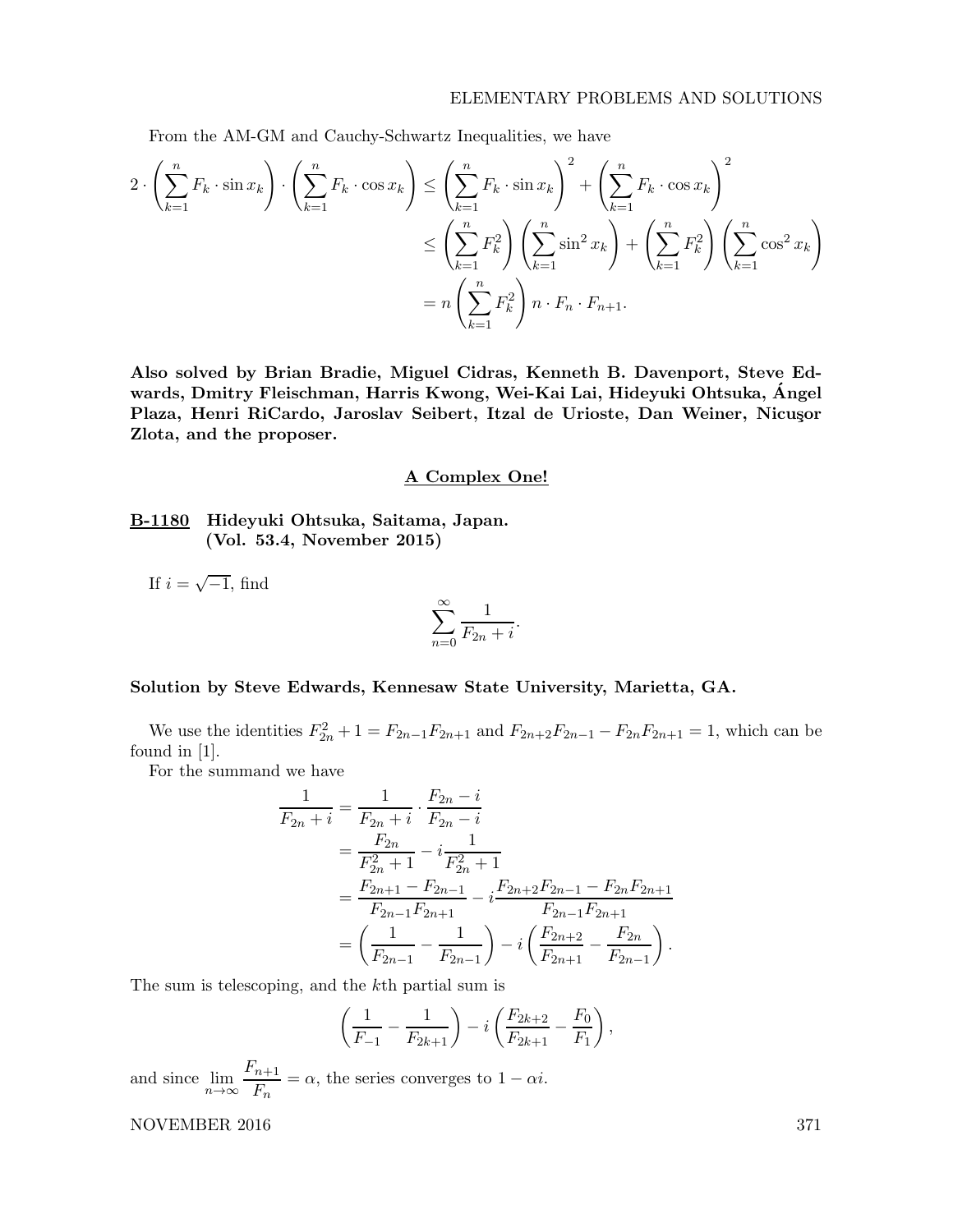From the AM-GM and Cauchy-Schwartz Inequalities, we have

$$
\begin{aligned}
2 \cdot \left(\sum_{k=1}^{n} F_k \cdot \sin x_k\right) \cdot \left(\sum_{k=1}^{n} F_k \cdot \cos x_k\right) &\leq \left(\sum_{k=1}^{n} F_k \cdot \sin x_k\right)^2 + \left(\sum_{k=1}^{n} F_k \cdot \cos x_k\right)^2 \\
&\leq \left(\sum_{k=1}^{n} F_k^2\right)\left(\sum_{k=1}^{n} \sin^2 x_k\right) + \left(\sum_{k=1}^{n} F_k^2\right)\left(\sum_{k=1}^{n} \cos^2 x_k\right) \\
&= n\left(\sum_{k=1}^{n} F_k^2\right) n \cdot F_n \cdot F_{n+1}.
\end{aligned}
$$

**Also solved by Brian Bradie, Miguel Cidras, Kenneth B. Davenport, Steve Edwards, Dmitry Fleischman, Harris Kwong, Wei-Kai Lai, Hideyuki Ohtsuka, Ángel Plaza, Henri RiCardo, Jaroslav Seibert, Itzal de Urioste, Dan Weiner, Nicuşor Zlota, and the proposer.**

## A Complex One!

**B-1180 Hideyuki Ohtsuka, Saitama, Japan. (Vol. 53.4, November 2015)**

If $i = \sqrt{-1}$, find

$$\sum_{n=0}^{\infty} \frac{1}{F_{2n} + i}.$$

**Solution by Steve Edwards, Kennesaw State University, Marietta, GA.**

We use the identities $F_{2n}^2 + 1 = F_{2n-1}F_{2n+1}$ and $F_{2n+2}F_{2n-1} - F_{2n}F_{2n+1} = 1$, which can be found in [1].

For the summand we have

$$
\begin{aligned}
\frac{1}{F_{2n} + i} &= \frac{1}{F_{2n} + i} \cdot \frac{F_{2n} - i}{F_{2n} - i} \\
&= \frac{F_{2n}}{F_{2n}^2 + 1} - i\frac{1}{F_{2n}^2 + 1} \\
&= \frac{F_{2n+1} - F_{2n-1}}{F_{2n-1}F_{2n+1}} - i\frac{F_{2n+2}F_{2n-1} - F_{2n}F_{2n+1}}{F_{2n-1}F_{2n+1}} \\
&= \left(\frac{1}{F_{2n-1}} - \frac{1}{F_{2n-1}}\right) - i\left(\frac{F_{2n+2}}{F_{2n+1}} - \frac{F_{2n}}{F_{2n-1}}\right).
\end{aligned}
$$

The sum is telescoping, and the $k$th partial sum is

$$\left(\frac{1}{F_{-1}} - \frac{1}{F_{2k+1}}\right) - i\left(\frac{F_{2k+2}}{F_{2k+1}} - \frac{F_0}{F_1}\right),$$

and since $\lim_{n\to\infty} \frac{F_{n+1}}{F_n} = \alpha$, the series converges to $1 - \alpha i$.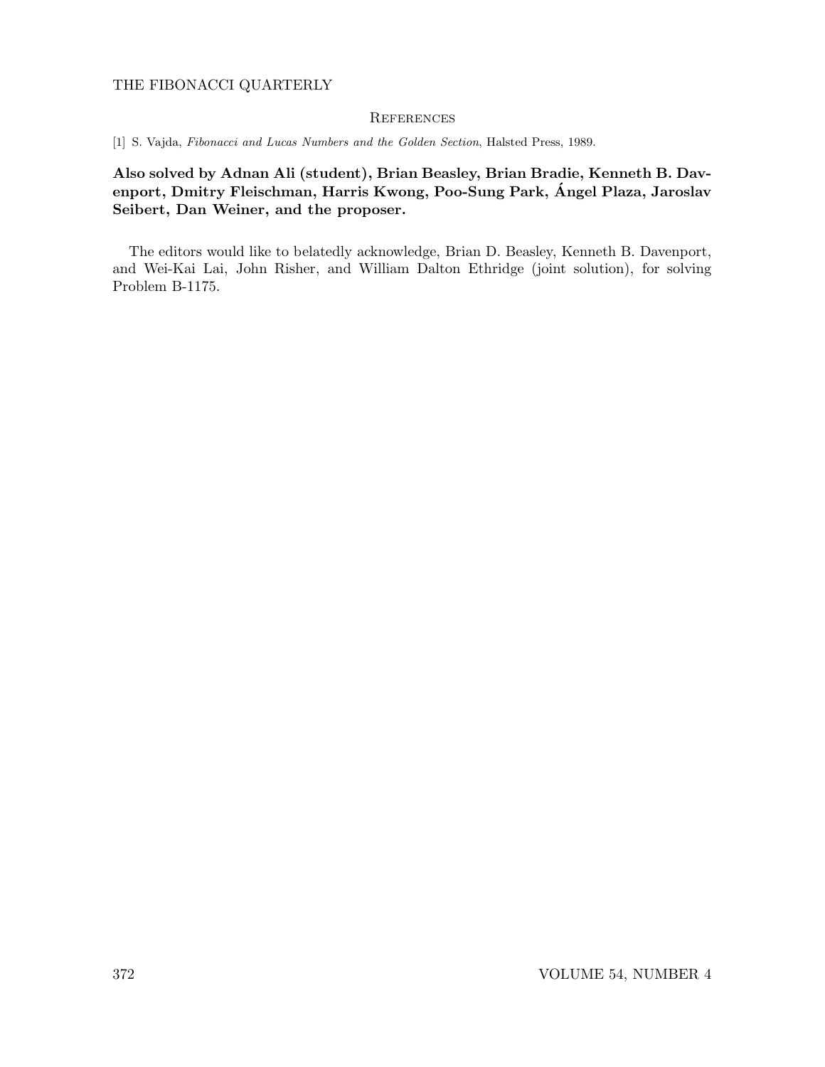## References

[1] S. Vajda, *Fibonacci and Lucas Numbers and the Golden Section*, Halsted Press, 1989.

**Also solved by Adnan Ali (student), Brian Beasley, Brian Bradie, Kenneth B. Davenport, Dmitry Fleischman, Harris Kwong, Poo-Sung Park, Ángel Plaza, Jaroslav Seibert, Dan Weiner, and the proposer.**

The editors would like to belatedly acknowledge, Brian D. Beasley, Kenneth B. Davenport, and Wei-Kai Lai, John Risher, and William Dalton Ethridge (joint solution), for solving Problem B-1175.